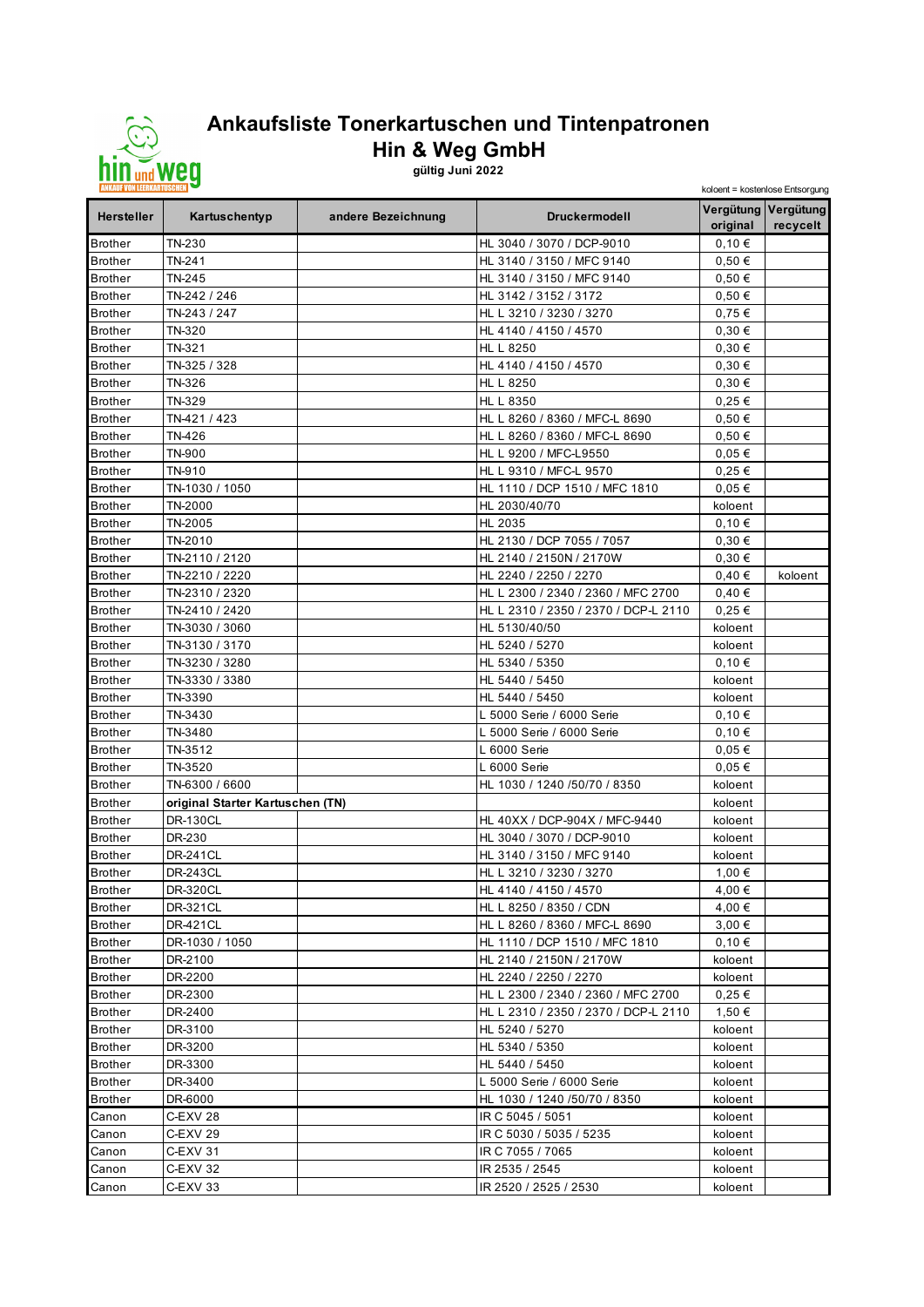# Ankaufsliste Tonerkartuschen und Tintenpatronen

## Hin & Weg GmbH

**gültig Juni 2022**

koloent = kostenlose Entsorgung

| Hersteller | Kartuschentyp | andere Bezeichnung | Druckermodell | Vergütung original | Vergütung recycelt |
|---|---|---|---|---|---|
| Brother | TN-230 | | HL 3040 / 3070 / DCP-9010 | 0,10 € | |
| Brother | TN-241 | | HL 3140 / 3150 / MFC 9140 | 0,50 € | |
| Brother | TN-245 | | HL 3140 / 3150 / MFC 9140 | 0,50 € | |
| Brother | TN-242 / 246 | | HL 3142 / 3152 / 3172 | 0,50 € | |
| Brother | TN-243 / 247 | | HL L 3210 / 3230 / 3270 | 0,75 € | |
| Brother | TN-320 | | HL 4140 / 4150 / 4570 | 0,30 € | |
| Brother | TN-321 | | HL L 8250 | 0,30 € | |
| Brother | TN-325 / 328 | | HL 4140 / 4150 / 4570 | 0,30 € | |
| Brother | TN-326 | | HL L 8250 | 0,30 € | |
| Brother | TN-329 | | HL L 8350 | 0,25 € | |
| Brother | TN-421 / 423 | | HL L 8260 / 8360 / MFC-L 8690 | 0,50 € | |
| Brother | TN-426 | | HL L 8260 / 8360 / MFC-L 8690 | 0,50 € | |
| Brother | TN-900 | | HL L 9200 / MFC-L9550 | 0,05 € | |
| Brother | TN-910 | | HL L 9310 / MFC-L 9570 | 0,25 € | |
| Brother | TN-1030 / 1050 | | HL 1110 / DCP 1510 / MFC 1810 | 0,05 € | |
| Brother | TN-2000 | | HL 2030/40/70 | koloent | |
| Brother | TN-2005 | | HL 2035 | 0,10 € | |
| Brother | TN-2010 | | HL 2130 / DCP 7055 / 7057 | 0,30 € | |
| Brother | TN-2110 / 2120 | | HL 2140 / 2150N / 2170W | 0,30 € | |
| Brother | TN-2210 / 2220 | | HL 2240 / 2250 / 2270 | 0,40 € | koloent |
| Brother | TN-2310 / 2320 | | HL L 2300 / 2340 / 2360 / MFC 2700 | 0,40 € | |
| Brother | TN-2410 / 2420 | | HL L 2310 / 2350 / 2370 / DCP-L 2110 | 0,25 € | |
| Brother | TN-3030 / 3060 | | HL 5130/40/50 | koloent | |
| Brother | TN-3130 / 3170 | | HL 5240 / 5270 | koloent | |
| Brother | TN-3230 / 3280 | | HL 5340 / 5350 | 0,10 € | |
| Brother | TN-3330 / 3380 | | HL 5440 / 5450 | koloent | |
| Brother | TN-3390 | | HL 5440 / 5450 | koloent | |
| Brother | TN-3430 | | L 5000 Serie / 6000 Serie | 0,10 € | |
| Brother | TN-3480 | | L 5000 Serie / 6000 Serie | 0,10 € | |
| Brother | TN-3512 | | L 6000 Serie | 0,05 € | |
| Brother | TN-3520 | | L 6000 Serie | 0,05 € | |
| Brother | TN-6300 / 6600 | | HL 1030 / 1240 /50/70 / 8350 | koloent | |
| Brother | **original Starter Kartuschen (TN)** | | | koloent | |
| Brother | DR-130CL | | HL 40XX / DCP-904X / MFC-9440 | koloent | |
| Brother | DR-230 | | HL 3040 / 3070 / DCP-9010 | koloent | |
| Brother | DR-241CL | | HL 3140 / 3150 / MFC 9140 | koloent | |
| Brother | DR-243CL | | HL L 3210 / 3230 / 3270 | 1,00 € | |
| Brother | DR-320CL | | HL 4140 / 4150 / 4570 | 4,00 € | |
| Brother | DR-321CL | | HL L 8250 / 8350 / CDN | 4,00 € | |
| Brother | DR-421CL | | HL L 8260 / 8360 / MFC-L 8690 | 3,00 € | |
| Brother | DR-1030 / 1050 | | HL 1110 / DCP 1510 / MFC 1810 | 0,10 € | |
| Brother | DR-2100 | | HL 2140 / 2150N / 2170W | koloent | |
| Brother | DR-2200 | | HL 2240 / 2250 / 2270 | koloent | |
| Brother | DR-2300 | | HL L 2300 / 2340 / 2360 / MFC 2700 | 0,25 € | |
| Brother | DR-2400 | | HL L 2310 / 2350 / 2370 / DCP-L 2110 | 1,50 € | |
| Brother | DR-3100 | | HL 5240 / 5270 | koloent | |
| Brother | DR-3200 | | HL 5340 / 5350 | koloent | |
| Brother | DR-3300 | | HL 5440 / 5450 | koloent | |
| Brother | DR-3400 | | L 5000 Serie / 6000 Serie | koloent | |
| Brother | DR-6000 | | HL 1030 / 1240 /50/70 / 8350 | koloent | |
| Canon | C-EXV 28 | | IR C 5045 / 5051 | koloent | |
| Canon | C-EXV 29 | | IR C 5030 / 5035 / 5235 | koloent | |
| Canon | C-EXV 31 | | IR C 7055 / 7065 | koloent | |
| Canon | C-EXV 32 | | IR 2535 / 2545 | koloent | |
| Canon | C-EXV 33 | | IR 2520 / 2525 / 2530 | koloent | |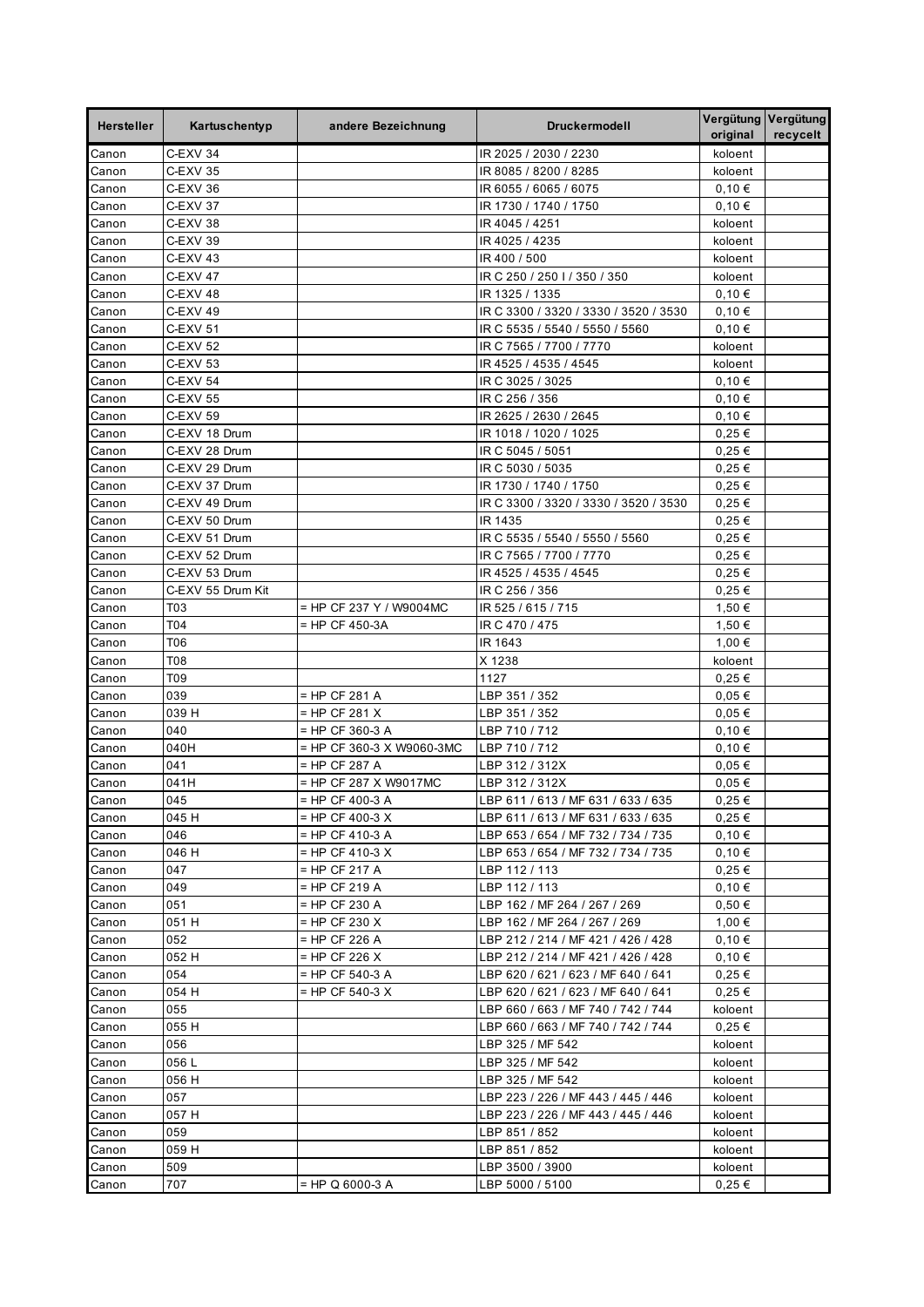| Hersteller | Kartuschentyp | andere Bezeichnung | Druckermodell | Vergütung original | Vergütung recycelt |
|---|---|---|---|---|---|
| Canon | C-EXV 34 | | IR 2025 / 2030 / 2230 | koloent | |
| Canon | C-EXV 35 | | IR 8085 / 8200 / 8285 | koloent | |
| Canon | C-EXV 36 | | IR 6055 / 6065 / 6075 | 0,10 € | |
| Canon | C-EXV 37 | | IR 1730 / 1740 / 1750 | 0,10 € | |
| Canon | C-EXV 38 | | IR 4045 / 4251 | koloent | |
| Canon | C-EXV 39 | | IR 4025 / 4235 | koloent | |
| Canon | C-EXV 43 | | IR 400 / 500 | koloent | |
| Canon | C-EXV 47 | | IR C 250 / 250 I / 350 / 350 | koloent | |
| Canon | C-EXV 48 | | IR 1325 / 1335 | 0,10 € | |
| Canon | C-EXV 49 | | IR C 3300 / 3320 / 3330 / 3520 / 3530 | 0,10 € | |
| Canon | C-EXV 51 | | IR C 5535 / 5540 / 5550 / 5560 | 0,10 € | |
| Canon | C-EXV 52 | | IR C 7565 / 7700 / 7770 | koloent | |
| Canon | C-EXV 53 | | IR 4525 / 4535 / 4545 | koloent | |
| Canon | C-EXV 54 | | IR C 3025 / 3025 | 0,10 € | |
| Canon | C-EXV 55 | | IR C 256 / 356 | 0,10 € | |
| Canon | C-EXV 59 | | IR 2625 / 2630 / 2645 | 0,10 € | |
| Canon | C-EXV 18 Drum | | IR 1018 / 1020 / 1025 | 0,25 € | |
| Canon | C-EXV 28 Drum | | IR C 5045 / 5051 | 0,25 € | |
| Canon | C-EXV 29 Drum | | IR C 5030 / 5035 | 0,25 € | |
| Canon | C-EXV 37 Drum | | IR 1730 / 1740 / 1750 | 0,25 € | |
| Canon | C-EXV 49 Drum | | IR C 3300 / 3320 / 3330 / 3520 / 3530 | 0,25 € | |
| Canon | C-EXV 50 Drum | | IR 1435 | 0,25 € | |
| Canon | C-EXV 51 Drum | | IR C 5535 / 5540 / 5550 / 5560 | 0,25 € | |
| Canon | C-EXV 52 Drum | | IR C 7565 / 7700 / 7770 | 0,25 € | |
| Canon | C-EXV 53 Drum | | IR 4525 / 4535 / 4545 | 0,25 € | |
| Canon | C-EXV 55 Drum Kit | | IR C 256 / 356 | 0,25 € | |
| Canon | T03 | = HP CF 237 Y / W9004MC | IR 525 / 615 / 715 | 1,50 € | |
| Canon | T04 | = HP CF 450-3A | IR C 470 / 475 | 1,50 € | |
| Canon | T06 | | IR 1643 | 1,00 € | |
| Canon | T08 | | X 1238 | koloent | |
| Canon | T09 | | 1127 | 0,25 € | |
| Canon | 039 | = HP CF 281 A | LBP 351 / 352 | 0,05 € | |
| Canon | 039 H | = HP CF 281 X | LBP 351 / 352 | 0,05 € | |
| Canon | 040 | = HP CF 360-3 A | LBP 710 / 712 | 0,10 € | |
| Canon | 040H | = HP CF 360-3 X W9060-3MC | LBP 710 / 712 | 0,10 € | |
| Canon | 041 | = HP CF 287 A | LBP 312 / 312X | 0,05 € | |
| Canon | 041H | = HP CF 287 X W9017MC | LBP 312 / 312X | 0,05 € | |
| Canon | 045 | = HP CF 400-3 A | LBP 611 / 613 / MF 631 / 633 / 635 | 0,25 € | |
| Canon | 045 H | = HP CF 400-3 X | LBP 611 / 613 / MF 631 / 633 / 635 | 0,25 € | |
| Canon | 046 | = HP CF 410-3 A | LBP 653 / 654 / MF 732 / 734 / 735 | 0,10 € | |
| Canon | 046 H | = HP CF 410-3 X | LBP 653 / 654 / MF 732 / 734 / 735 | 0,10 € | |
| Canon | 047 | = HP CF 217 A | LBP 112 / 113 | 0,25 € | |
| Canon | 049 | = HP CF 219 A | LBP 112 / 113 | 0,10 € | |
| Canon | 051 | = HP CF 230 A | LBP 162 / MF 264 / 267 / 269 | 0,50 € | |
| Canon | 051 H | = HP CF 230 X | LBP 162 / MF 264 / 267 / 269 | 1,00 € | |
| Canon | 052 | = HP CF 226 A | LBP 212 / 214 / MF 421 / 426 / 428 | 0,10 € | |
| Canon | 052 H | = HP CF 226 X | LBP 212 / 214 / MF 421 / 426 / 428 | 0,10 € | |
| Canon | 054 | = HP CF 540-3 A | LBP 620 / 621 / 623 / MF 640 / 641 | 0,25 € | |
| Canon | 054 H | = HP CF 540-3 X | LBP 620 / 621 / 623 / MF 640 / 641 | 0,25 € | |
| Canon | 055 | | LBP 660 / 663 / MF 740 / 742 / 744 | koloent | |
| Canon | 055 H | | LBP 660 / 663 / MF 740 / 742 / 744 | 0,25 € | |
| Canon | 056 | | LBP 325 / MF 542 | koloent | |
| Canon | 056 L | | LBP 325 / MF 542 | koloent | |
| Canon | 056 H | | LBP 325 / MF 542 | koloent | |
| Canon | 057 | | LBP 223 / 226 / MF 443 / 445 / 446 | koloent | |
| Canon | 057 H | | LBP 223 / 226 / MF 443 / 445 / 446 | koloent | |
| Canon | 059 | | LBP 851 / 852 | koloent | |
| Canon | 059 H | | LBP 851 / 852 | koloent | |
| Canon | 509 | | LBP 3500 / 3900 | koloent | |
| Canon | 707 | = HP Q 6000-3 A | LBP 5000 / 5100 | 0,25 € | |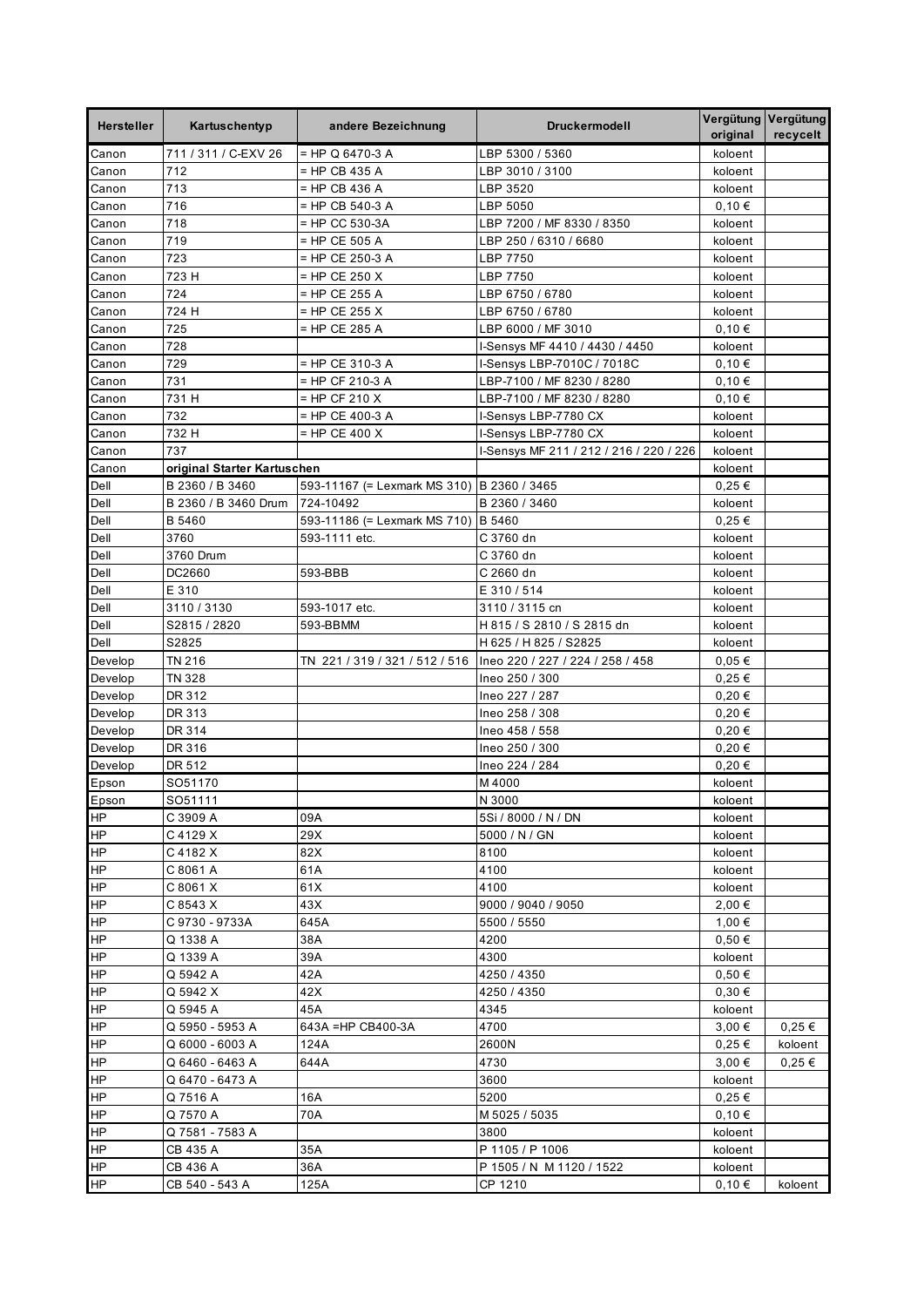| Hersteller | Kartuschentyp | andere Bezeichnung | Druckermodell | Vergütung original | Vergütung recycelt |
|---|---|---|---|---|---|
| Canon | 711 / 311 / C-EXV 26 | = HP Q 6470-3 A | LBP 5300 / 5360 | koloent | |
| Canon | 712 | = HP CB 435 A | LBP 3010 / 3100 | koloent | |
| Canon | 713 | = HP CB 436 A | LBP 3520 | koloent | |
| Canon | 716 | = HP CB 540-3 A | LBP 5050 | 0,10 € | |
| Canon | 718 | = HP CC 530-3A | LBP 7200 / MF 8330 / 8350 | koloent | |
| Canon | 719 | = HP CE 505 A | LBP 250 / 6310 / 6680 | koloent | |
| Canon | 723 | = HP CE 250-3 A | LBP 7750 | koloent | |
| Canon | 723 H | = HP CE 250 X | LBP 7750 | koloent | |
| Canon | 724 | = HP CE 255 A | LBP 6750 / 6780 | koloent | |
| Canon | 724 H | = HP CE 255 X | LBP 6750 / 6780 | koloent | |
| Canon | 725 | = HP CE 285 A | LBP 6000 / MF 3010 | 0,10 € | |
| Canon | 728 | | I-Sensys MF 4410 / 4430 / 4450 | koloent | |
| Canon | 729 | = HP CE 310-3 A | I-Sensys LBP-7010C / 7018C | 0,10 € | |
| Canon | 731 | = HP CF 210-3 A | LBP-7100 / MF 8230 / 8280 | 0,10 € | |
| Canon | 731 H | = HP CF 210 X | LBP-7100 / MF 8230 / 8280 | 0,10 € | |
| Canon | 732 | = HP CE 400-3 A | I-Sensys LBP-7780 CX | koloent | |
| Canon | 732 H | = HP CE 400 X | I-Sensys LBP-7780 CX | koloent | |
| Canon | 737 | | I-Sensys MF 211 / 212 / 216 / 220 / 226 | koloent | |
| Canon | **original Starter Kartuschen** | | | koloent | |
| Dell | B 2360 / B 3460 | 593-11167 (= Lexmark MS 310) | B 2360 / 3465 | 0,25 € | |
| Dell | B 2360 / B 3460 Drum | 724-10492 | B 2360 / 3460 | koloent | |
| Dell | B 5460 | 593-11186 (= Lexmark MS 710) | B 5460 | 0,25 € | |
| Dell | 3760 | 593-1111 etc. | C 3760 dn | koloent | |
| Dell | 3760 Drum | | C 3760 dn | koloent | |
| Dell | DC2660 | 593-BBB | C 2660 dn | koloent | |
| Dell | E 310 | | E 310 / 514 | koloent | |
| Dell | 3110 / 3130 | 593-1017 etc. | 3110 / 3115 cn | koloent | |
| Dell | S2815 / 2820 | 593-BBMM | H 815 / S 2810 / S 2815 dn | koloent | |
| Dell | S2825 | | H 625 / H 825 / S2825 | koloent | |
| Develop | TN 216 | TN 221 / 319 / 321 / 512 / 516 | Ineo 220 / 227 / 224 / 258 / 458 | 0,05 € | |
| Develop | TN 328 | | Ineo 250 / 300 | 0,25 € | |
| Develop | DR 312 | | Ineo 227 / 287 | 0,20 € | |
| Develop | DR 313 | | Ineo 258 / 308 | 0,20 € | |
| Develop | DR 314 | | Ineo 458 / 558 | 0,20 € | |
| Develop | DR 316 | | Ineo 250 / 300 | 0,20 € | |
| Develop | DR 512 | | Ineo 224 / 284 | 0,20 € | |
| Epson | SO51170 | | M 4000 | koloent | |
| Epson | SO51111 | | N 3000 | koloent | |
| HP | C 3909 A | 09A | 5Si / 8000 / N / DN | koloent | |
| HP | C 4129 X | 29X | 5000 / N / GN | koloent | |
| HP | C 4182 X | 82X | 8100 | koloent | |
| HP | C 8061 A | 61A | 4100 | koloent | |
| HP | C 8061 X | 61X | 4100 | koloent | |
| HP | C 8543 X | 43X | 9000 / 9040 / 9050 | 2,00 € | |
| HP | C 9730 - 9733A | 645A | 5500 / 5550 | 1,00 € | |
| HP | Q 1338 A | 38A | 4200 | 0,50 € | |
| HP | Q 1339 A | 39A | 4300 | koloent | |
| HP | Q 5942 A | 42A | 4250 / 4350 | 0,50 € | |
| HP | Q 5942 X | 42X | 4250 / 4350 | 0,30 € | |
| HP | Q 5945 A | 45A | 4345 | koloent | |
| HP | Q 5950 - 5953 A | 643A =HP CB400-3A | 4700 | 3,00 € | 0,25 € |
| HP | Q 6000 - 6003 A | 124A | 2600N | 0,25 € | koloent |
| HP | Q 6460 - 6463 A | 644A | 4730 | 3,00 € | 0,25 € |
| HP | Q 6470 - 6473 A | | 3600 | koloent | |
| HP | Q 7516 A | 16A | 5200 | 0,25 € | |
| HP | Q 7570 A | 70A | M 5025 / 5035 | 0,10 € | |
| HP | Q 7581 - 7583 A | | 3800 | koloent | |
| HP | CB 435 A | 35A | P 1105 / P 1006 | koloent | |
| HP | CB 436 A | 36A | P 1505 / N M 1120 / 1522 | koloent | |
| HP | CB 540 - 543 A | 125A | CP 1210 | 0,10 € | koloent |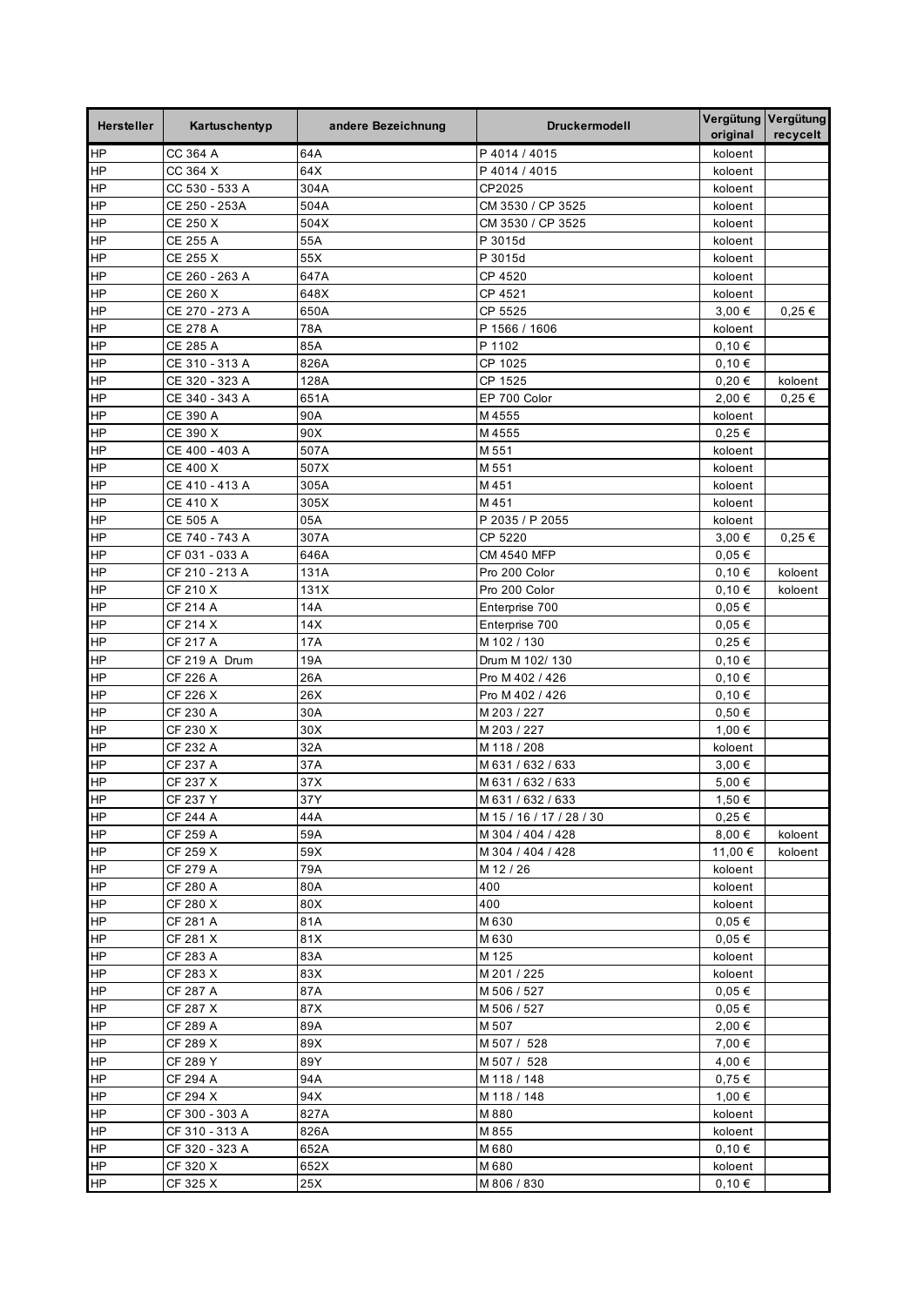| Hersteller | Kartuschentyp | andere Bezeichnung | Druckermodell | Vergütung original | Vergütung recycelt |
|---|---|---|---|---|---|
| HP | CC 364 A | 64A | P 4014 / 4015 | koloent | |
| HP | CC 364 X | 64X | P 4014 / 4015 | koloent | |
| HP | CC 530 - 533 A | 304A | CP2025 | koloent | |
| HP | CE 250 - 253A | 504A | CM 3530 / CP 3525 | koloent | |
| HP | CE 250 X | 504X | CM 3530 / CP 3525 | koloent | |
| HP | CE 255 A | 55A | P 3015d | koloent | |
| HP | CE 255 X | 55X | P 3015d | koloent | |
| HP | CE 260 - 263 A | 647A | CP 4520 | koloent | |
| HP | CE 260 X | 648X | CP 4521 | koloent | |
| HP | CE 270 - 273 A | 650A | CP 5525 | 3,00 € | 0,25 € |
| HP | CE 278 A | 78A | P 1566 / 1606 | koloent | |
| HP | CE 285 A | 85A | P 1102 | 0,10 € | |
| HP | CE 310 - 313 A | 826A | CP 1025 | 0,10 € | |
| HP | CE 320 - 323 A | 128A | CP 1525 | 0,20 € | koloent |
| HP | CE 340 - 343 A | 651A | EP 700 Color | 2,00 € | 0,25 € |
| HP | CE 390 A | 90A | M 4555 | koloent | |
| HP | CE 390 X | 90X | M 4555 | 0,25 € | |
| HP | CE 400 - 403 A | 507A | M 551 | koloent | |
| HP | CE 400 X | 507X | M 551 | koloent | |
| HP | CE 410 - 413 A | 305A | M 451 | koloent | |
| HP | CE 410 X | 305X | M 451 | koloent | |
| HP | CE 505 A | 05A | P 2035 / P 2055 | koloent | |
| HP | CE 740 - 743 A | 307A | CP 5220 | 3,00 € | 0,25 € |
| HP | CF 031 - 033 A | 646A | CM 4540 MFP | 0,05 € | |
| HP | CF 210 - 213 A | 131A | Pro 200 Color | 0,10 € | koloent |
| HP | CF 210 X | 131X | Pro 200 Color | 0,10 € | koloent |
| HP | CF 214 A | 14A | Enterprise 700 | 0,05 € | |
| HP | CF 214 X | 14X | Enterprise 700 | 0,05 € | |
| HP | CF 217 A | 17A | M 102 / 130 | 0,25 € | |
| HP | CF 219 A Drum | 19A | Drum M 102/ 130 | 0,10 € | |
| HP | CF 226 A | 26A | Pro M 402 / 426 | 0,10 € | |
| HP | CF 226 X | 26X | Pro M 402 / 426 | 0,10 € | |
| HP | CF 230 A | 30A | M 203 / 227 | 0,50 € | |
| HP | CF 230 X | 30X | M 203 / 227 | 1,00 € | |
| HP | CF 232 A | 32A | M 118 / 208 | koloent | |
| HP | CF 237 A | 37A | M 631 / 632 / 633 | 3,00 € | |
| HP | CF 237 X | 37X | M 631 / 632 / 633 | 5,00 € | |
| HP | CF 237 Y | 37Y | M 631 / 632 / 633 | 1,50 € | |
| HP | CF 244 A | 44A | M 15 / 16 / 17 / 28 / 30 | 0,25 € | |
| HP | CF 259 A | 59A | M 304 / 404 / 428 | 8,00 € | koloent |
| HP | CF 259 X | 59X | M 304 / 404 / 428 | 11,00 € | koloent |
| HP | CF 279 A | 79A | M 12 / 26 | koloent | |
| HP | CF 280 A | 80A | 400 | koloent | |
| HP | CF 280 X | 80X | 400 | koloent | |
| HP | CF 281 A | 81A | M 630 | 0,05 € | |
| HP | CF 281 X | 81X | M 630 | 0,05 € | |
| HP | CF 283 A | 83A | M 125 | koloent | |
| HP | CF 283 X | 83X | M 201 / 225 | koloent | |
| HP | CF 287 A | 87A | M 506 / 527 | 0,05 € | |
| HP | CF 287 X | 87X | M 506 / 527 | 0,05 € | |
| HP | CF 289 A | 89A | M 507 | 2,00 € | |
| HP | CF 289 X | 89X | M 507 / 528 | 7,00 € | |
| HP | CF 289 Y | 89Y | M 507 / 528 | 4,00 € | |
| HP | CF 294 A | 94A | M 118 / 148 | 0,75 € | |
| HP | CF 294 X | 94X | M 118 / 148 | 1,00 € | |
| HP | CF 300 - 303 A | 827A | M 880 | koloent | |
| HP | CF 310 - 313 A | 826A | M 855 | koloent | |
| HP | CF 320 - 323 A | 652A | M 680 | 0,10 € | |
| HP | CF 320 X | 652X | M 680 | koloent | |
| HP | CF 325 X | 25X | M 806 / 830 | 0,10 € | |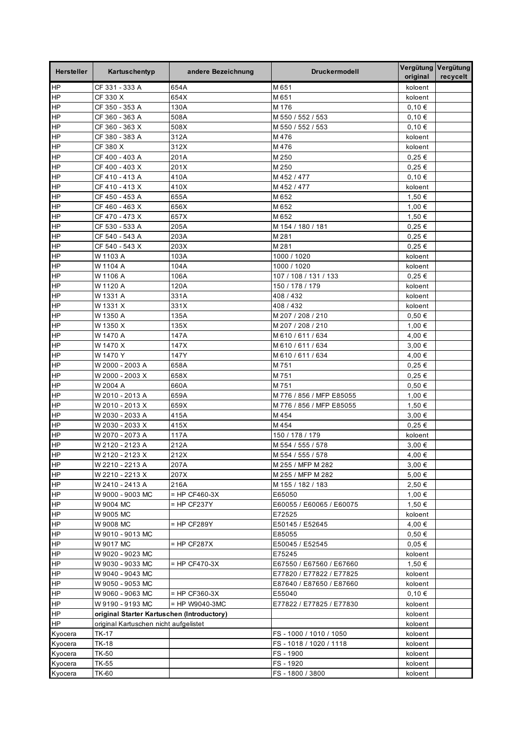| Hersteller | Kartuschentyp | andere Bezeichnung | Druckermodell | Vergütung original | Vergütung recycelt |
|---|---|---|---|---|---|
| HP | CF 331 - 333 A | 654A | M 651 | koloent | |
| HP | CF 330 X | 654X | M 651 | koloent | |
| HP | CF 350 - 353 A | 130A | M 176 | 0,10 € | |
| HP | CF 360 - 363 A | 508A | M 550 / 552 / 553 | 0,10 € | |
| HP | CF 360 - 363 X | 508X | M 550 / 552 / 553 | 0,10 € | |
| HP | CF 380 - 383 A | 312A | M 476 | koloent | |
| HP | CF 380 X | 312X | M 476 | koloent | |
| HP | CF 400 - 403 A | 201A | M 250 | 0,25 € | |
| HP | CF 400 - 403 X | 201X | M 250 | 0,25 € | |
| HP | CF 410 - 413 A | 410A | M 452 / 477 | 0,10 € | |
| HP | CF 410 - 413 X | 410X | M 452 / 477 | koloent | |
| HP | CF 450 - 453 A | 655A | M 652 | 1,50 € | |
| HP | CF 460 - 463 X | 656X | M 652 | 1,00 € | |
| HP | CF 470 - 473 X | 657X | M 652 | 1,50 € | |
| HP | CF 530 - 533 A | 205A | M 154 / 180 / 181 | 0,25 € | |
| HP | CF 540 - 543 A | 203A | M 281 | 0,25 € | |
| HP | CF 540 - 543 X | 203X | M 281 | 0,25 € | |
| HP | W 1103 A | 103A | 1000 / 1020 | koloent | |
| HP | W 1104 A | 104A | 1000 / 1020 | koloent | |
| HP | W 1106 A | 106A | 107 / 108 / 131 / 133 | 0,25 € | |
| HP | W 1120 A | 120A | 150 / 178 / 179 | koloent | |
| HP | W 1331 A | 331A | 408 / 432 | koloent | |
| HP | W 1331 X | 331X | 408 / 432 | koloent | |
| HP | W 1350 A | 135A | M 207 / 208 / 210 | 0,50 € | |
| HP | W 1350 X | 135X | M 207 / 208 / 210 | 1,00 € | |
| HP | W 1470 A | 147A | M 610 / 611 / 634 | 4,00 € | |
| HP | W 1470 X | 147X | M 610 / 611 / 634 | 3,00 € | |
| HP | W 1470 Y | 147Y | M 610 / 611 / 634 | 4,00 € | |
| HP | W 2000 - 2003 A | 658A | M 751 | 0,25 € | |
| HP | W 2000 - 2003 X | 658X | M 751 | 0,25 € | |
| HP | W 2004 A | 660A | M 751 | 0,50 € | |
| HP | W 2010 - 2013 A | 659A | M 776 / 856 / MFP E85055 | 1,00 € | |
| HP | W 2010 - 2013 X | 659X | M 776 / 856 / MFP E85055 | 1,50 € | |
| HP | W 2030 - 2033 A | 415A | M 454 | 3,00 € | |
| HP | W 2030 - 2033 X | 415X | M 454 | 0,25 € | |
| HP | W 2070 - 2073 A | 117A | 150 / 178 / 179 | koloent | |
| HP | W 2120 - 2123 A | 212A | M 554 / 555 / 578 | 3,00 € | |
| HP | W 2120 - 2123 X | 212X | M 554 / 555 / 578 | 4,00 € | |
| HP | W 2210 - 2213 A | 207A | M 255 / MFP M 282 | 3,00 € | |
| HP | W 2210 - 2213 X | 207X | M 255 / MFP M 282 | 5,00 € | |
| HP | W 2410 - 2413 A | 216A | M 155 / 182 / 183 | 2,50 € | |
| HP | W 9000 - 9003 MC | = HP CF460-3X | E65050 | 1,00 € | |
| HP | W 9004 MC | = HP CF237Y | E60055 / E60065 / E60075 | 1,50 € | |
| HP | W 9005 MC | | E72525 | koloent | |
| HP | W 9008 MC | = HP CF289Y | E50145 / E52645 | 4,00 € | |
| HP | W 9010 - 9013 MC | | E85055 | 0,50 € | |
| HP | W 9017 MC | = HP CF287X | E50045 / E52545 | 0,05 € | |
| HP | W 9020 - 9023 MC | | E75245 | koloent | |
| HP | W 9030 - 9033 MC | = HP CF470-3X | E67550 / E67560 / E67660 | 1,50 € | |
| HP | W 9040 - 9043 MC | | E77820 / E77822 / E77825 | koloent | |
| HP | W 9050 - 9053 MC | | E87640 / E87650 / E87660 | koloent | |
| HP | W 9060 - 9063 MC | = HP CF360-3X | E55040 | 0,10 € | |
| HP | W 9190 - 9193 MC | = HP W9040-3MC | E77822 / E77825 / E77830 | koloent | |
| HP | **original Starter Kartuschen (Introductory)** | | | koloent | |
| HP | original Kartuschen nicht aufgelistet | | | koloent | |
| Kyocera | TK-17 | | FS - 1000 / 1010 / 1050 | koloent | |
| Kyocera | TK-18 | | FS - 1018 / 1020 / 1118 | koloent | |
| Kyocera | TK-50 | | FS - 1900 | koloent | |
| Kyocera | TK-55 | | FS - 1920 | koloent | |
| Kyocera | TK-60 | | FS - 1800 / 3800 | koloent | |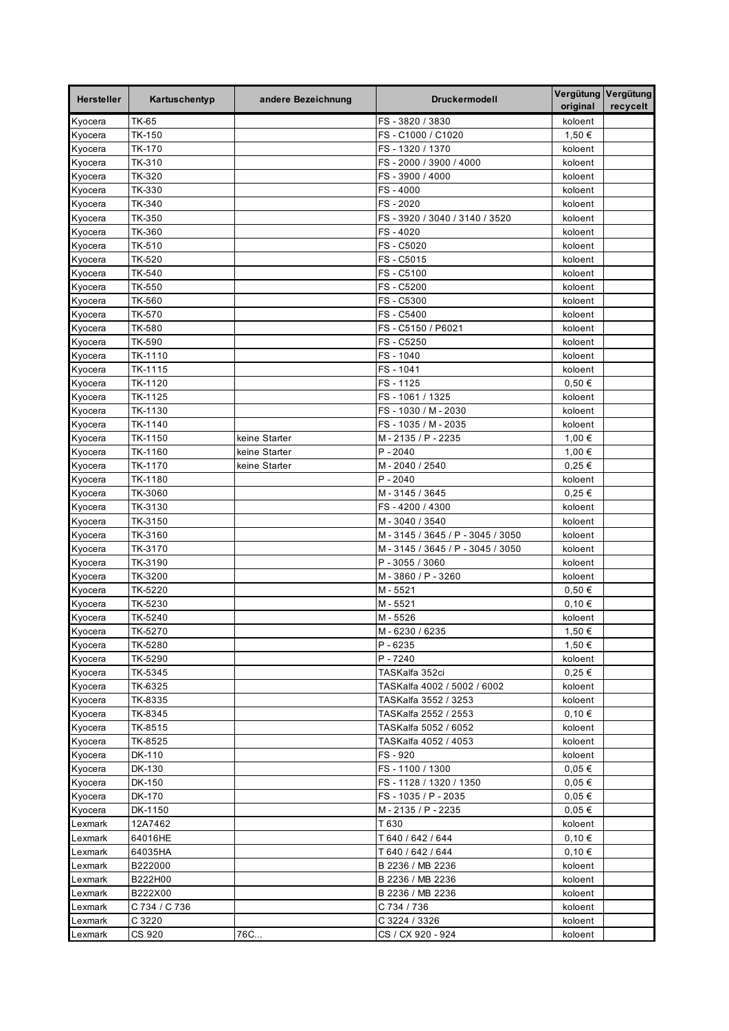| Hersteller | Kartuschentyp | andere Bezeichnung | Druckermodell | Vergütung original | Vergütung recycelt |
|---|---|---|---|---|---|
| Kyocera | TK-65 | | FS - 3820 / 3830 | koloent | |
| Kyocera | TK-150 | | FS - C1000 / C1020 | 1,50 € | |
| Kyocera | TK-170 | | FS - 1320 / 1370 | koloent | |
| Kyocera | TK-310 | | FS - 2000 / 3900 / 4000 | koloent | |
| Kyocera | TK-320 | | FS - 3900 / 4000 | koloent | |
| Kyocera | TK-330 | | FS - 4000 | koloent | |
| Kyocera | TK-340 | | FS - 2020 | koloent | |
| Kyocera | TK-350 | | FS - 3920 / 3040 / 3140 / 3520 | koloent | |
| Kyocera | TK-360 | | FS - 4020 | koloent | |
| Kyocera | TK-510 | | FS - C5020 | koloent | |
| Kyocera | TK-520 | | FS - C5015 | koloent | |
| Kyocera | TK-540 | | FS - C5100 | koloent | |
| Kyocera | TK-550 | | FS - C5200 | koloent | |
| Kyocera | TK-560 | | FS - C5300 | koloent | |
| Kyocera | TK-570 | | FS - C5400 | koloent | |
| Kyocera | TK-580 | | FS - C5150 / P6021 | koloent | |
| Kyocera | TK-590 | | FS - C5250 | koloent | |
| Kyocera | TK-1110 | | FS - 1040 | koloent | |
| Kyocera | TK-1115 | | FS - 1041 | koloent | |
| Kyocera | TK-1120 | | FS - 1125 | 0,50 € | |
| Kyocera | TK-1125 | | FS - 1061 / 1325 | koloent | |
| Kyocera | TK-1130 | | FS - 1030 / M - 2030 | koloent | |
| Kyocera | TK-1140 | | FS - 1035 / M - 2035 | koloent | |
| Kyocera | TK-1150 | keine Starter | M - 2135 / P - 2235 | 1,00 € | |
| Kyocera | TK-1160 | keine Starter | P - 2040 | 1,00 € | |
| Kyocera | TK-1170 | keine Starter | M - 2040 / 2540 | 0,25 € | |
| Kyocera | TK-1180 | | P - 2040 | koloent | |
| Kyocera | TK-3060 | | M - 3145 / 3645 | 0,25 € | |
| Kyocera | TK-3130 | | FS - 4200 / 4300 | koloent | |
| Kyocera | TK-3150 | | M - 3040 / 3540 | koloent | |
| Kyocera | TK-3160 | | M - 3145 / 3645 / P - 3045 / 3050 | koloent | |
| Kyocera | TK-3170 | | M - 3145 / 3645 / P - 3045 / 3050 | koloent | |
| Kyocera | TK-3190 | | P - 3055 / 3060 | koloent | |
| Kyocera | TK-3200 | | M - 3860 / P - 3260 | koloent | |
| Kyocera | TK-5220 | | M - 5521 | 0,50 € | |
| Kyocera | TK-5230 | | M - 5521 | 0,10 € | |
| Kyocera | TK-5240 | | M - 5526 | koloent | |
| Kyocera | TK-5270 | | M - 6230 / 6235 | 1,50 € | |
| Kyocera | TK-5280 | | P - 6235 | 1,50 € | |
| Kyocera | TK-5290 | | P - 7240 | koloent | |
| Kyocera | TK-5345 | | TASKalfa 352ci | 0,25 € | |
| Kyocera | TK-6325 | | TASKalfa 4002 / 5002 / 6002 | koloent | |
| Kyocera | TK-8335 | | TASKalfa 3552 / 3253 | koloent | |
| Kyocera | TK-8345 | | TASKalfa 2552 / 2553 | 0,10 € | |
| Kyocera | TK-8515 | | TASKalfa 5052 / 6052 | koloent | |
| Kyocera | TK-8525 | | TASKalfa 4052 / 4053 | koloent | |
| Kyocera | DK-110 | | FS - 920 | koloent | |
| Kyocera | DK-130 | | FS - 1100 / 1300 | 0,05 € | |
| Kyocera | DK-150 | | FS - 1128 / 1320 / 1350 | 0,05 € | |
| Kyocera | DK-170 | | FS - 1035 / P - 2035 | 0,05 € | |
| Kyocera | DK-1150 | | M - 2135 / P - 2235 | 0,05 € | |
| Lexmark | 12A7462 | | T 630 | koloent | |
| Lexmark | 64016HE | | T 640 / 642 / 644 | 0,10 € | |
| Lexmark | 64035HA | | T 640 / 642 / 644 | 0,10 € | |
| Lexmark | B222000 | | B 2236 / MB 2236 | koloent | |
| Lexmark | B222H00 | | B 2236 / MB 2236 | koloent | |
| Lexmark | B222X00 | | B 2236 / MB 2236 | koloent | |
| Lexmark | C 734 / C 736 | | C 734 / 736 | koloent | |
| Lexmark | C 3220 | | C 3224 / 3326 | koloent | |
| Lexmark | CS 920 | 76C... | CS / CX 920 - 924 | koloent | |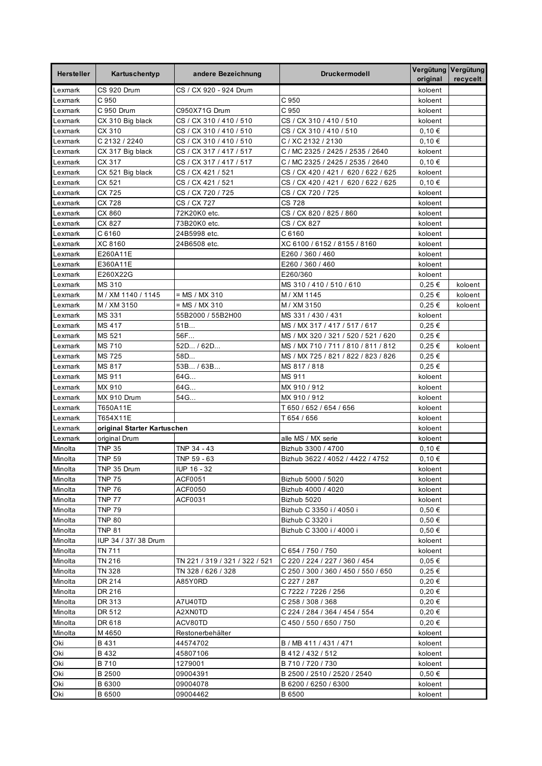| Hersteller | Kartuschentyp | andere Bezeichnung | Druckermodell | Vergütung original | Vergütung recycelt |
|---|---|---|---|---|---|
| Lexmark | CS 920 Drum | CS / CX 920 - 924 Drum | | koloent | |
| Lexmark | C 950 | | C 950 | koloent | |
| Lexmark | C 950 Drum | C950X71G Drum | C 950 | koloent | |
| Lexmark | CX 310 Big black | CS / CX 310 / 410 / 510 | CS / CX 310 / 410 / 510 | koloent | |
| Lexmark | CX 310 | CS / CX 310 / 410 / 510 | CS / CX 310 / 410 / 510 | 0,10 € | |
| Lexmark | C 2132 / 2240 | CS / CX 310 / 410 / 510 | C / XC 2132 / 2130 | 0,10 € | |
| Lexmark | CX 317 Big black | CS / CX 317 / 417 / 517 | C / MC 2325 / 2425 / 2535 / 2640 | koloent | |
| Lexmark | CX 317 | CS / CX 317 / 417 / 517 | C / MC 2325 / 2425 / 2535 / 2640 | 0,10 € | |
| Lexmark | CX 521 Big black | CS / CX 421 / 521 | CS / CX 420 / 421 / 620 / 622 / 625 | koloent | |
| Lexmark | CX 521 | CS / CX 421 / 521 | CS / CX 420 / 421 / 620 / 622 / 625 | 0,10 € | |
| Lexmark | CX 725 | CS / CX 720 / 725 | CS / CX 720 / 725 | koloent | |
| Lexmark | CX 728 | CS / CX 727 | CS 728 | koloent | |
| Lexmark | CX 860 | 72K20K0 etc. | CS / CX 820 / 825 / 860 | koloent | |
| Lexmark | CX 827 | 73B20K0 etc. | CS / CX 827 | koloent | |
| Lexmark | C 6160 | 24B5998 etc. | C 6160 | koloent | |
| Lexmark | XC 8160 | 24B6508 etc. | XC 6100 / 6152 / 8155 / 8160 | koloent | |
| Lexmark | E260A11E | | E260 / 360 / 460 | koloent | |
| Lexmark | E360A11E | | E260 / 360 / 460 | koloent | |
| Lexmark | E260X22G | | E260/360 | koloent | |
| Lexmark | MS 310 | | MS 310 / 410 / 510 / 610 | 0,25 € | koloent |
| Lexmark | M / XM 1140 / 1145 | = MS / MX 310 | M / XM 1145 | 0,25 € | koloent |
| Lexmark | M / XM 3150 | = MS / MX 310 | M / XM 3150 | 0,25 € | koloent |
| Lexmark | MS 331 | 55B2000 / 55B2H00 | MS 331 / 430 / 431 | koloent | |
| Lexmark | MS 417 | 51B... | MS / MX 317 / 417 / 517 / 617 | 0,25 € | |
| Lexmark | MS 521 | 56F... | MS / MX 320 / 321 / 520 / 521 / 620 | 0,25 € | |
| Lexmark | MS 710 | 52D... / 62D... | MS / MX 710 / 711 / 810 / 811 / 812 | 0,25 € | koloent |
| Lexmark | MS 725 | 58D... | MS / MX 725 / 821 / 822 / 823 / 826 | 0,25 € | |
| Lexmark | MS 817 | 53B... / 63B... | MS 817 / 818 | 0,25 € | |
| Lexmark | MS 911 | 64G... | MS 911 | koloent | |
| Lexmark | MX 910 | 64G... | MX 910 / 912 | koloent | |
| Lexmark | MX 910 Drum | 54G... | MX 910 / 912 | koloent | |
| Lexmark | T650A11E | | T 650 / 652 / 654 / 656 | koloent | |
| Lexmark | T654X11E | | T 654 / 656 | koloent | |
| Lexmark | **original Starter Kartuschen** | | | koloent | |
| Lexmark | original Drum | | alle MS / MX serie | koloent | |
| Minolta | TNP 35 | TNP 34 - 43 | Bizhub 3300 / 4700 | 0,10 € | |
| Minolta | TNP 59 | TNP 59 - 63 | Bizhub 3622 / 4052 / 4422 / 4752 | 0,10 € | |
| Minolta | TNP 35 Drum | IUP 16 - 32 | | koloent | |
| Minolta | TNP 75 | ACF0051 | Bizhub 5000 / 5020 | koloent | |
| Minolta | TNP 76 | ACF0050 | Bizhub 4000 / 4020 | koloent | |
| Minolta | TNP 77 | ACF0031 | Bizhub 5020 | koloent | |
| Minolta | TNP 79 | | Bizhub C 3350 i / 4050 i | 0,50 € | |
| Minolta | TNP 80 | | Bizhub C 3320 i | 0,50 € | |
| Minolta | TNP 81 | | Bizhub C 3300 i / 4000 i | 0,50 € | |
| Minolta | IUP 34 / 37/ 38 Drum | | | koloent | |
| Minolta | TN 711 | | C 654 / 750 / 750 | koloent | |
| Minolta | TN 216 | TN 221 / 319 / 321 / 322 / 521 | C 220 / 224 / 227 / 360 / 454 | 0,05 € | |
| Minolta | TN 328 | TN 328 / 626 / 328 | C 250 / 300 / 360 / 450 / 550 / 650 | 0,25 € | |
| Minolta | DR 214 | A85Y0RD | C 227 / 287 | 0,20 € | |
| Minolta | DR 216 | | C 7222 / 7226 / 256 | 0,20 € | |
| Minolta | DR 313 | A7U40TD | C 258 / 308 / 368 | 0,20 € | |
| Minolta | DR 512 | A2XN0TD | C 224 / 284 / 364 / 454 / 554 | 0,20 € | |
| Minolta | DR 618 | ACV80TD | C 450 / 550 / 650 / 750 | 0,20 € | |
| Minolta | M 4650 | Restonerbehälter | | koloent | |
| Oki | B 431 | 44574702 | B / MB 411 / 431 / 471 | koloent | |
| Oki | B 432 | 45807106 | B 412 / 432 / 512 | koloent | |
| Oki | B 710 | 1279001 | B 710 / 720 / 730 | koloent | |
| Oki | B 2500 | 09004391 | B 2500 / 2510 / 2520 / 2540 | 0,50 € | |
| Oki | B 6300 | 09004078 | B 6200 / 6250 / 6300 | koloent | |
| Oki | B 6500 | 09004462 | B 6500 | koloent | |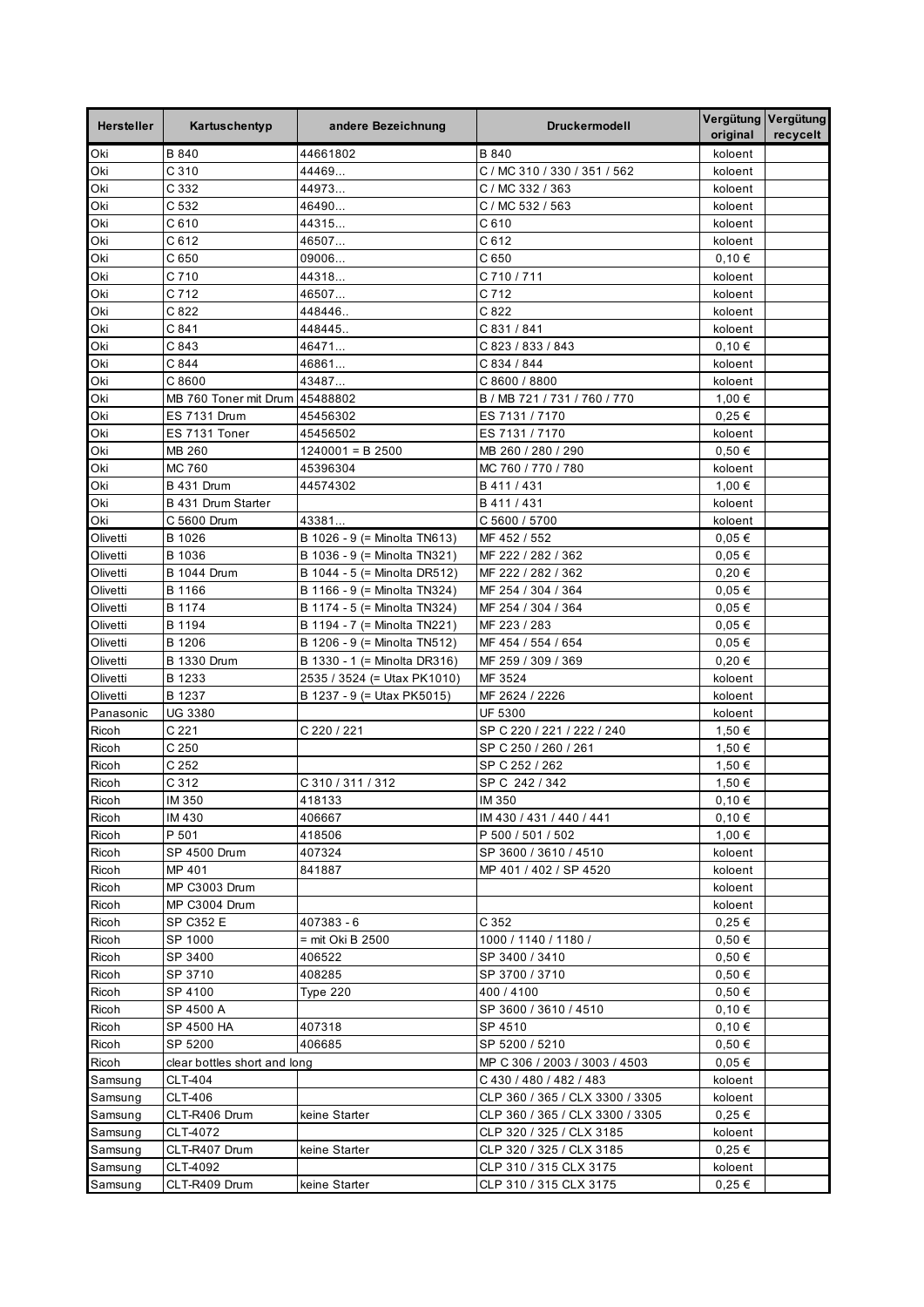| Hersteller | Kartuschentyp | andere Bezeichnung | Druckermodell | Vergütung original | Vergütung recycelt |
|---|---|---|---|---|---|
| Oki | B 840 | 44661802 | B 840 | koloent | |
| Oki | C 310 | 44469... | C / MC 310 / 330 / 351 / 562 | koloent | |
| Oki | C 332 | 44973... | C / MC 332 / 363 | koloent | |
| Oki | C 532 | 46490... | C / MC 532 / 563 | koloent | |
| Oki | C 610 | 44315... | C 610 | koloent | |
| Oki | C 612 | 46507... | C 612 | koloent | |
| Oki | C 650 | 09006... | C 650 | 0,10 € | |
| Oki | C 710 | 44318... | C 710 / 711 | koloent | |
| Oki | C 712 | 46507... | C 712 | koloent | |
| Oki | C 822 | 448446.. | C 822 | koloent | |
| Oki | C 841 | 448445.. | C 831 / 841 | koloent | |
| Oki | C 843 | 46471... | C 823 / 833 / 843 | 0,10 € | |
| Oki | C 844 | 46861... | C 834 / 844 | koloent | |
| Oki | C 8600 | 43487... | C 8600 / 8800 | koloent | |
| Oki | MB 760 Toner mit Drum | 45488802 | B / MB 721 / 731 / 760 / 770 | 1,00 € | |
| Oki | ES 7131 Drum | 45456302 | ES 7131 / 7170 | 0,25 € | |
| Oki | ES 7131 Toner | 45456502 | ES 7131 / 7170 | koloent | |
| Oki | MB 260 | 1240001 = B 2500 | MB 260 / 280 / 290 | 0,50 € | |
| Oki | MC 760 | 45396304 | MC 760 / 770 / 780 | koloent | |
| Oki | B 431 Drum | 44574302 | B 411 / 431 | 1,00 € | |
| Oki | B 431 Drum Starter | | B 411 / 431 | koloent | |
| Oki | C 5600 Drum | 43381... | C 5600 / 5700 | koloent | |
| Olivetti | B 1026 | B 1026 - 9 (= Minolta TN613) | MF 452 / 552 | 0,05 € | |
| Olivetti | B 1036 | B 1036 - 9 (= Minolta TN321) | MF 222 / 282 / 362 | 0,05 € | |
| Olivetti | B 1044 Drum | B 1044 - 5 (= Minolta DR512) | MF 222 / 282 / 362 | 0,20 € | |
| Olivetti | B 1166 | B 1166 - 9 (= Minolta TN324) | MF 254 / 304 / 364 | 0,05 € | |
| Olivetti | B 1174 | B 1174 - 5 (= Minolta TN324) | MF 254 / 304 / 364 | 0,05 € | |
| Olivetti | B 1194 | B 1194 - 7 (= Minolta TN221) | MF 223 / 283 | 0,05 € | |
| Olivetti | B 1206 | B 1206 - 9 (= Minolta TN512) | MF 454 / 554 / 654 | 0,05 € | |
| Olivetti | B 1330 Drum | B 1330 - 1 (= Minolta DR316) | MF 259 / 309 / 369 | 0,20 € | |
| Olivetti | B 1233 | 2535 / 3524 (= Utax PK1010) | MF 3524 | koloent | |
| Olivetti | B 1237 | B 1237 - 9 (= Utax PK5015) | MF 2624 / 2226 | koloent | |
| Panasonic | UG 3380 | | UF 5300 | koloent | |
| Ricoh | C 221 | C 220 / 221 | SP C 220 / 221 / 222 / 240 | 1,50 € | |
| Ricoh | C 250 | | SP C 250 / 260 / 261 | 1,50 € | |
| Ricoh | C 252 | | SP C 252 / 262 | 1,50 € | |
| Ricoh | C 312 | C 310 / 311 / 312 | SP C 242 / 342 | 1,50 € | |
| Ricoh | IM 350 | 418133 | IM 350 | 0,10 € | |
| Ricoh | IM 430 | 406667 | IM 430 / 431 / 440 / 441 | 0,10 € | |
| Ricoh | P 501 | 418506 | P 500 / 501 / 502 | 1,00 € | |
| Ricoh | SP 4500 Drum | 407324 | SP 3600 / 3610 / 4510 | koloent | |
| Ricoh | MP 401 | 841887 | MP 401 / 402 / SP 4520 | koloent | |
| Ricoh | MP C3003 Drum | | | koloent | |
| Ricoh | MP C3004 Drum | | | koloent | |
| Ricoh | SP C352 E | 407383 - 6 | C 352 | 0,25 € | |
| Ricoh | SP 1000 | = mit Oki B 2500 | 1000 / 1140 / 1180 / | 0,50 € | |
| Ricoh | SP 3400 | 406522 | SP 3400 / 3410 | 0,50 € | |
| Ricoh | SP 3710 | 408285 | SP 3700 / 3710 | 0,50 € | |
| Ricoh | SP 4100 | Type 220 | 400 / 4100 | 0,50 € | |
| Ricoh | SP 4500 A | | SP 3600 / 3610 / 4510 | 0,10 € | |
| Ricoh | SP 4500 HA | 407318 | SP 4510 | 0,10 € | |
| Ricoh | SP 5200 | 406685 | SP 5200 / 5210 | 0,50 € | |
| Ricoh | clear bottles short and long | | MP C 306 / 2003 / 3003 / 4503 | 0,05 € | |
| Samsung | CLT-404 | | C 430 / 480 / 482 / 483 | koloent | |
| Samsung | CLT-406 | | CLP 360 / 365 / CLX 3300 / 3305 | koloent | |
| Samsung | CLT-R406 Drum | keine Starter | CLP 360 / 365 / CLX 3300 / 3305 | 0,25 € | |
| Samsung | CLT-4072 | | CLP 320 / 325 / CLX 3185 | koloent | |
| Samsung | CLT-R407 Drum | keine Starter | CLP 320 / 325 / CLX 3185 | 0,25 € | |
| Samsung | CLT-4092 | | CLP 310 / 315 CLX 3175 | koloent | |
| Samsung | CLT-R409 Drum | keine Starter | CLP 310 / 315 CLX 3175 | 0,25 € | |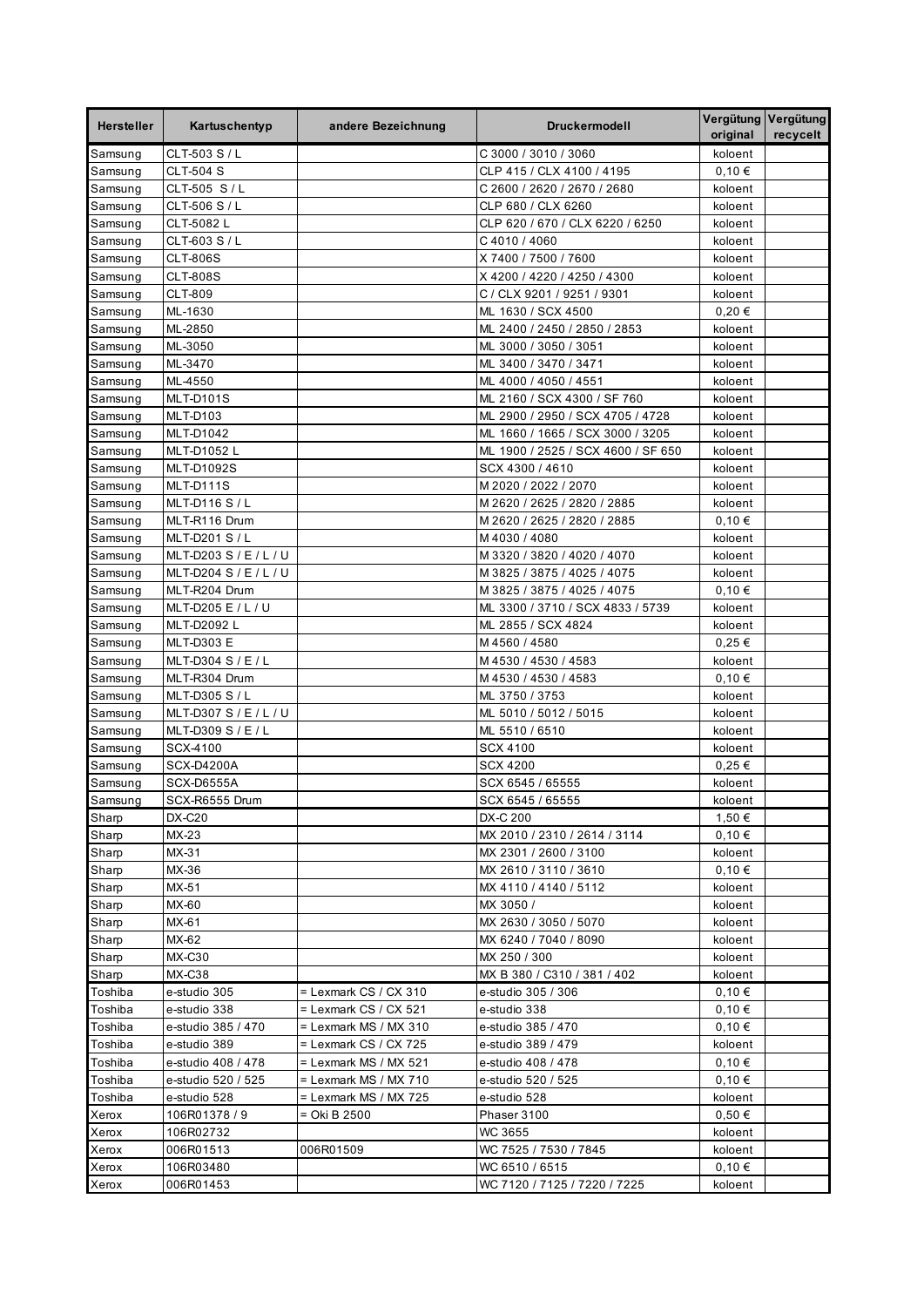| Hersteller | Kartuschentyp | andere Bezeichnung | Druckermodell | Vergütung original | Vergütung recycelt |
|---|---|---|---|---|---|
| Samsung | CLT-503 S / L | | C 3000 / 3010 / 3060 | koloent | |
| Samsung | CLT-504 S | | CLP 415 / CLX 4100 / 4195 | 0,10 € | |
| Samsung | CLT-505 S / L | | C 2600 / 2620 / 2670 / 2680 | koloent | |
| Samsung | CLT-506 S / L | | CLP 680 / CLX 6260 | koloent | |
| Samsung | CLT-5082 L | | CLP 620 / 670 / CLX 6220 / 6250 | koloent | |
| Samsung | CLT-603 S / L | | C 4010 / 4060 | koloent | |
| Samsung | CLT-806S | | X 7400 / 7500 / 7600 | koloent | |
| Samsung | CLT-808S | | X 4200 / 4220 / 4250 / 4300 | koloent | |
| Samsung | CLT-809 | | C / CLX 9201 / 9251 / 9301 | koloent | |
| Samsung | ML-1630 | | ML 1630 / SCX 4500 | 0,20 € | |
| Samsung | ML-2850 | | ML 2400 / 2450 / 2850 / 2853 | koloent | |
| Samsung | ML-3050 | | ML 3000 / 3050 / 3051 | koloent | |
| Samsung | ML-3470 | | ML 3400 / 3470 / 3471 | koloent | |
| Samsung | ML-4550 | | ML 4000 / 4050 / 4551 | koloent | |
| Samsung | MLT-D101S | | ML 2160 / SCX 4300 / SF 760 | koloent | |
| Samsung | MLT-D103 | | ML 2900 / 2950 / SCX 4705 / 4728 | koloent | |
| Samsung | MLT-D1042 | | ML 1660 / 1665 / SCX 3000 / 3205 | koloent | |
| Samsung | MLT-D1052 L | | ML 1900 / 2525 / SCX 4600 / SF 650 | koloent | |
| Samsung | MLT-D1092S | | SCX 4300 / 4610 | koloent | |
| Samsung | MLT-D111S | | M 2020 / 2022 / 2070 | koloent | |
| Samsung | MLT-D116 S / L | | M 2620 / 2625 / 2820 / 2885 | koloent | |
| Samsung | MLT-R116 Drum | | M 2620 / 2625 / 2820 / 2885 | 0,10 € | |
| Samsung | MLT-D201 S / L | | M 4030 / 4080 | koloent | |
| Samsung | MLT-D203 S / E / L / U | | M 3320 / 3820 / 4020 / 4070 | koloent | |
| Samsung | MLT-D204 S / E / L / U | | M 3825 / 3875 / 4025 / 4075 | koloent | |
| Samsung | MLT-R204 Drum | | M 3825 / 3875 / 4025 / 4075 | 0,10 € | |
| Samsung | MLT-D205 E / L / U | | ML 3300 / 3710 / SCX 4833 / 5739 | koloent | |
| Samsung | MLT-D2092 L | | ML 2855 / SCX 4824 | koloent | |
| Samsung | MLT-D303 E | | M 4560 / 4580 | 0,25 € | |
| Samsung | MLT-D304 S / E / L | | M 4530 / 4530 / 4583 | koloent | |
| Samsung | MLT-R304 Drum | | M 4530 / 4530 / 4583 | 0,10 € | |
| Samsung | MLT-D305 S / L | | ML 3750 / 3753 | koloent | |
| Samsung | MLT-D307 S / E / L / U | | ML 5010 / 5012 / 5015 | koloent | |
| Samsung | MLT-D309 S / E / L | | ML 5510 / 6510 | koloent | |
| Samsung | SCX-4100 | | SCX 4100 | koloent | |
| Samsung | SCX-D4200A | | SCX 4200 | 0,25 € | |
| Samsung | SCX-D6555A | | SCX 6545 / 65555 | koloent | |
| Samsung | SCX-R6555 Drum | | SCX 6545 / 65555 | koloent | |
| Sharp | DX-C20 | | DX-C 200 | 1,50 € | |
| Sharp | MX-23 | | MX 2010 / 2310 / 2614 / 3114 | 0,10 € | |
| Sharp | MX-31 | | MX 2301 / 2600 / 3100 | koloent | |
| Sharp | MX-36 | | MX 2610 / 3110 / 3610 | 0,10 € | |
| Sharp | MX-51 | | MX 4110 / 4140 / 5112 | koloent | |
| Sharp | MX-60 | | MX 3050 / | koloent | |
| Sharp | MX-61 | | MX 2630 / 3050 / 5070 | koloent | |
| Sharp | MX-62 | | MX 6240 / 7040 / 8090 | koloent | |
| Sharp | MX-C30 | | MX 250 / 300 | koloent | |
| Sharp | MX-C38 | | MX B 380 / C310 / 381 / 402 | koloent | |
| Toshiba | e-studio 305 | = Lexmark CS / CX 310 | e-studio 305 / 306 | 0,10 € | |
| Toshiba | e-studio 338 | = Lexmark CS / CX 521 | e-studio 338 | 0,10 € | |
| Toshiba | e-studio 385 / 470 | = Lexmark MS / MX 310 | e-studio 385 / 470 | 0,10 € | |
| Toshiba | e-studio 389 | = Lexmark CS / CX 725 | e-studio 389 / 479 | koloent | |
| Toshiba | e-studio 408 / 478 | = Lexmark MS / MX 521 | e-studio 408 / 478 | 0,10 € | |
| Toshiba | e-studio 520 / 525 | = Lexmark MS / MX 710 | e-studio 520 / 525 | 0,10 € | |
| Toshiba | e-studio 528 | = Lexmark MS / MX 725 | e-studio 528 | koloent | |
| Xerox | 106R01378 / 9 | = Oki B 2500 | Phaser 3100 | 0,50 € | |
| Xerox | 106R02732 | | WC 3655 | koloent | |
| Xerox | 006R01513 | 006R01509 | WC 7525 / 7530 / 7845 | koloent | |
| Xerox | 106R03480 | | WC 6510 / 6515 | 0,10 € | |
| Xerox | 006R01453 | | WC 7120 / 7125 / 7220 / 7225 | koloent | |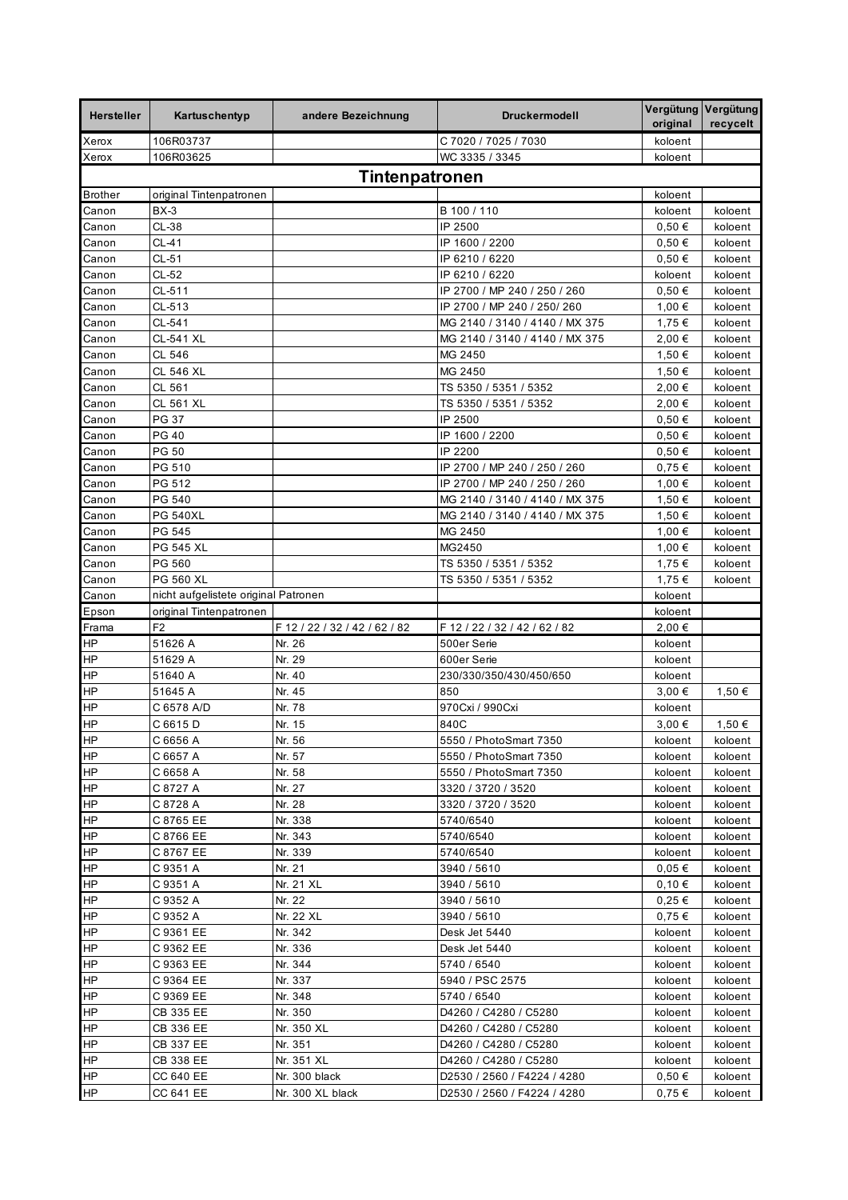| Hersteller | Kartuschentyp | andere Bezeichnung | Druckermodell | Vergütung original | Vergütung recycelt |
|---|---|---|---|---|---|
| Xerox | 106R03737 | | C 7020 / 7025 / 7030 | koloent | |
| Xerox | 106R03625 | | WC 3335 / 3345 | koloent | |
| **Tintenpatronen** | | | | | |
| Brother | original Tintenpatronen | | | koloent | |
| Canon | BX-3 | | B 100 / 110 | koloent | koloent |
| Canon | CL-38 | | IP 2500 | 0,50 € | koloent |
| Canon | CL-41 | | IP 1600 / 2200 | 0,50 € | koloent |
| Canon | CL-51 | | IP 6210 / 6220 | 0,50 € | koloent |
| Canon | CL-52 | | IP 6210 / 6220 | koloent | koloent |
| Canon | CL-511 | | IP 2700 / MP 240 / 250 / 260 | 0,50 € | koloent |
| Canon | CL-513 | | IP 2700 / MP 240 / 250/ 260 | 1,00 € | koloent |
| Canon | CL-541 | | MG 2140 / 3140 / 4140 / MX 375 | 1,75 € | koloent |
| Canon | CL-541 XL | | MG 2140 / 3140 / 4140 / MX 375 | 2,00 € | koloent |
| Canon | CL 546 | | MG 2450 | 1,50 € | koloent |
| Canon | CL 546 XL | | MG 2450 | 1,50 € | koloent |
| Canon | CL 561 | | TS 5350 / 5351 / 5352 | 2,00 € | koloent |
| Canon | CL 561 XL | | TS 5350 / 5351 / 5352 | 2,00 € | koloent |
| Canon | PG 37 | | IP 2500 | 0,50 € | koloent |
| Canon | PG 40 | | IP 1600 / 2200 | 0,50 € | koloent |
| Canon | PG 50 | | IP 2200 | 0,50 € | koloent |
| Canon | PG 510 | | IP 2700 / MP 240 / 250 / 260 | 0,75 € | koloent |
| Canon | PG 512 | | IP 2700 / MP 240 / 250 / 260 | 1,00 € | koloent |
| Canon | PG 540 | | MG 2140 / 3140 / 4140 / MX 375 | 1,50 € | koloent |
| Canon | PG 540XL | | MG 2140 / 3140 / 4140 / MX 375 | 1,50 € | koloent |
| Canon | PG 545 | | MG 2450 | 1,00 € | koloent |
| Canon | PG 545 XL | | MG2450 | 1,00 € | koloent |
| Canon | PG 560 | | TS 5350 / 5351 / 5352 | 1,75 € | koloent |
| Canon | PG 560 XL | | TS 5350 / 5351 / 5352 | 1,75 € | koloent |
| Canon | nicht aufgelistete original Patronen | | | koloent | |
| Epson | original Tintenpatronen | | | koloent | |
| Frama | F2 | F 12 / 22 / 32 / 42 / 62 / 82 | F 12 / 22 / 32 / 42 / 62 / 82 | 2,00 € | |
| HP | 51626 A | Nr. 26 | 500er Serie | koloent | |
| HP | 51629 A | Nr. 29 | 600er Serie | koloent | |
| HP | 51640 A | Nr. 40 | 230/330/350/430/450/650 | koloent | |
| HP | 51645 A | Nr. 45 | 850 | 3,00 € | 1,50 € |
| HP | C 6578 A/D | Nr. 78 | 970Cxi / 990Cxi | koloent | |
| HP | C 6615 D | Nr. 15 | 840C | 3,00 € | 1,50 € |
| HP | C 6656 A | Nr. 56 | 5550 / PhotoSmart 7350 | koloent | koloent |
| HP | C 6657 A | Nr. 57 | 5550 / PhotoSmart 7350 | koloent | koloent |
| HP | C 6658 A | Nr. 58 | 5550 / PhotoSmart 7350 | koloent | koloent |
| HP | C 8727 A | Nr. 27 | 3320 / 3720 / 3520 | koloent | koloent |
| HP | C 8728 A | Nr. 28 | 3320 / 3720 / 3520 | koloent | koloent |
| HP | C 8765 EE | Nr. 338 | 5740/6540 | koloent | koloent |
| HP | C 8766 EE | Nr. 343 | 5740/6540 | koloent | koloent |
| HP | C 8767 EE | Nr. 339 | 5740/6540 | koloent | koloent |
| HP | C 9351 A | Nr. 21 | 3940 / 5610 | 0,05 € | koloent |
| HP | C 9351 A | Nr. 21 XL | 3940 / 5610 | 0,10 € | koloent |
| HP | C 9352 A | Nr. 22 | 3940 / 5610 | 0,25 € | koloent |
| HP | C 9352 A | Nr. 22 XL | 3940 / 5610 | 0,75 € | koloent |
| HP | C 9361 EE | Nr. 342 | Desk Jet 5440 | koloent | koloent |
| HP | C 9362 EE | Nr. 336 | Desk Jet 5440 | koloent | koloent |
| HP | C 9363 EE | Nr. 344 | 5740 / 6540 | koloent | koloent |
| HP | C 9364 EE | Nr. 337 | 5940 / PSC 2575 | koloent | koloent |
| HP | C 9369 EE | Nr. 348 | 5740 / 6540 | koloent | koloent |
| HP | CB 335 EE | Nr. 350 | D4260 / C4280 / C5280 | koloent | koloent |
| HP | CB 336 EE | Nr. 350 XL | D4260 / C4280 / C5280 | koloent | koloent |
| HP | CB 337 EE | Nr. 351 | D4260 / C4280 / C5280 | koloent | koloent |
| HP | CB 338 EE | Nr. 351 XL | D4260 / C4280 / C5280 | koloent | koloent |
| HP | CC 640 EE | Nr. 300 black | D2530 / 2560 / F4224 / 4280 | 0,50 € | koloent |
| HP | CC 641 EE | Nr. 300 XL black | D2530 / 2560 / F4224 / 4280 | 0,75 € | koloent |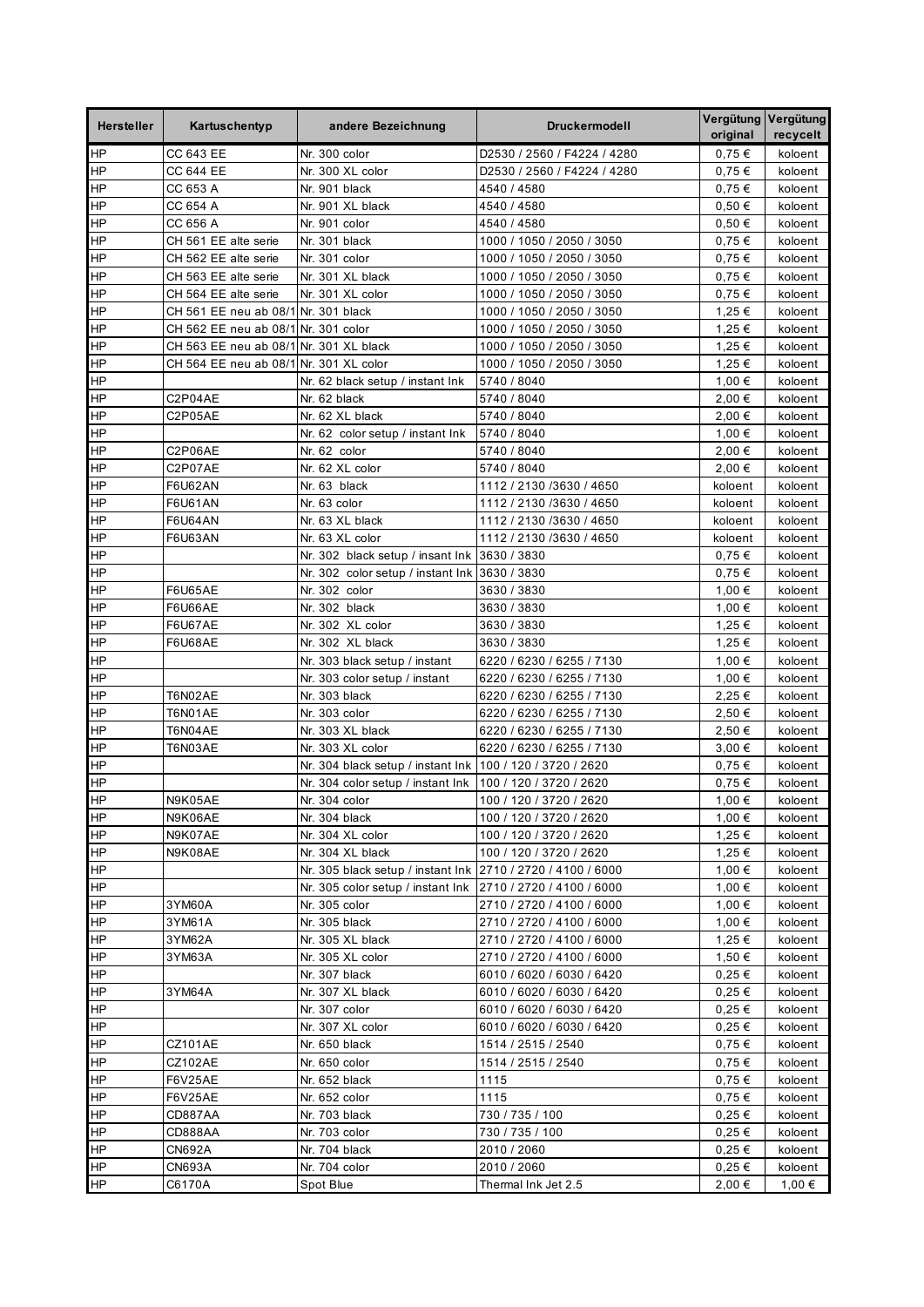| Hersteller | Kartuschentyp | andere Bezeichnung | Druckermodell | Vergütung original | Vergütung recycelt |
|---|---|---|---|---|---|
| HP | CC 643 EE | Nr. 300 color | D2530 / 2560 / F4224 / 4280 | 0,75 € | koloent |
| HP | CC 644 EE | Nr. 300 XL color | D2530 / 2560 / F4224 / 4280 | 0,75 € | koloent |
| HP | CC 653 A | Nr. 901 black | 4540 / 4580 | 0,75 € | koloent |
| HP | CC 654 A | Nr. 901 XL black | 4540 / 4580 | 0,50 € | koloent |
| HP | CC 656 A | Nr. 901 color | 4540 / 4580 | 0,50 € | koloent |
| HP | CH 561 EE alte serie | Nr. 301 black | 1000 / 1050 / 2050 / 3050 | 0,75 € | koloent |
| HP | CH 562 EE alte serie | Nr. 301 color | 1000 / 1050 / 2050 / 3050 | 0,75 € | koloent |
| HP | CH 563 EE alte serie | Nr. 301 XL black | 1000 / 1050 / 2050 / 3050 | 0,75 € | koloent |
| HP | CH 564 EE alte serie | Nr. 301 XL color | 1000 / 1050 / 2050 / 3050 | 0,75 € | koloent |
| HP | CH 561 EE neu ab 08/1 | Nr. 301 black | 1000 / 1050 / 2050 / 3050 | 1,25 € | koloent |
| HP | CH 562 EE neu ab 08/1 | Nr. 301 color | 1000 / 1050 / 2050 / 3050 | 1,25 € | koloent |
| HP | CH 563 EE neu ab 08/1 | Nr. 301 XL black | 1000 / 1050 / 2050 / 3050 | 1,25 € | koloent |
| HP | CH 564 EE neu ab 08/1 | Nr. 301 XL color | 1000 / 1050 / 2050 / 3050 | 1,25 € | koloent |
| HP | | Nr. 62 black setup / instant Ink | 5740 / 8040 | 1,00 € | koloent |
| HP | C2P04AE | Nr. 62 black | 5740 / 8040 | 2,00 € | koloent |
| HP | C2P05AE | Nr. 62 XL black | 5740 / 8040 | 2,00 € | koloent |
| HP | | Nr. 62 color setup / instant Ink | 5740 / 8040 | 1,00 € | koloent |
| HP | C2P06AE | Nr. 62 color | 5740 / 8040 | 2,00 € | koloent |
| HP | C2P07AE | Nr. 62 XL color | 5740 / 8040 | 2,00 € | koloent |
| HP | F6U62AN | Nr. 63 black | 1112 / 2130 /3630 / 4650 | koloent | koloent |
| HP | F6U61AN | Nr. 63 color | 1112 / 2130 /3630 / 4650 | koloent | koloent |
| HP | F6U64AN | Nr. 63 XL black | 1112 / 2130 /3630 / 4650 | koloent | koloent |
| HP | F6U63AN | Nr. 63 XL color | 1112 / 2130 /3630 / 4650 | koloent | koloent |
| HP | | Nr. 302 black setup / insant Ink | 3630 / 3830 | 0,75 € | koloent |
| HP | | Nr. 302 color setup / instant Ink | 3630 / 3830 | 0,75 € | koloent |
| HP | F6U65AE | Nr. 302 color | 3630 / 3830 | 1,00 € | koloent |
| HP | F6U66AE | Nr. 302 black | 3630 / 3830 | 1,00 € | koloent |
| HP | F6U67AE | Nr. 302 XL color | 3630 / 3830 | 1,25 € | koloent |
| HP | F6U68AE | Nr. 302 XL black | 3630 / 3830 | 1,25 € | koloent |
| HP | | Nr. 303 black setup / instant | 6220 / 6230 / 6255 / 7130 | 1,00 € | koloent |
| HP | | Nr. 303 color setup / instant | 6220 / 6230 / 6255 / 7130 | 1,00 € | koloent |
| HP | T6N02AE | Nr. 303 black | 6220 / 6230 / 6255 / 7130 | 2,25 € | koloent |
| HP | T6N01AE | Nr. 303 color | 6220 / 6230 / 6255 / 7130 | 2,50 € | koloent |
| HP | T6N04AE | Nr. 303 XL black | 6220 / 6230 / 6255 / 7130 | 2,50 € | koloent |
| HP | T6N03AE | Nr. 303 XL color | 6220 / 6230 / 6255 / 7130 | 3,00 € | koloent |
| HP | | Nr. 304 black setup / instant Ink | 100 / 120 / 3720 / 2620 | 0,75 € | koloent |
| HP | | Nr. 304 color setup / instant Ink | 100 / 120 / 3720 / 2620 | 0,75 € | koloent |
| HP | N9K05AE | Nr. 304 color | 100 / 120 / 3720 / 2620 | 1,00 € | koloent |
| HP | N9K06AE | Nr. 304 black | 100 / 120 / 3720 / 2620 | 1,00 € | koloent |
| HP | N9K07AE | Nr. 304 XL color | 100 / 120 / 3720 / 2620 | 1,25 € | koloent |
| HP | N9K08AE | Nr. 304 XL black | 100 / 120 / 3720 / 2620 | 1,25 € | koloent |
| HP | | Nr. 305 black setup / instant Ink | 2710 / 2720 / 4100 / 6000 | 1,00 € | koloent |
| HP | | Nr. 305 color setup / instant Ink | 2710 / 2720 / 4100 / 6000 | 1,00 € | koloent |
| HP | 3YM60A | Nr. 305 color | 2710 / 2720 / 4100 / 6000 | 1,00 € | koloent |
| HP | 3YM61A | Nr. 305 black | 2710 / 2720 / 4100 / 6000 | 1,00 € | koloent |
| HP | 3YM62A | Nr. 305 XL black | 2710 / 2720 / 4100 / 6000 | 1,25 € | koloent |
| HP | 3YM63A | Nr. 305 XL color | 2710 / 2720 / 4100 / 6000 | 1,50 € | koloent |
| HP | | Nr. 307 black | 6010 / 6020 / 6030 / 6420 | 0,25 € | koloent |
| HP | 3YM64A | Nr. 307 XL black | 6010 / 6020 / 6030 / 6420 | 0,25 € | koloent |
| HP | | Nr. 307 color | 6010 / 6020 / 6030 / 6420 | 0,25 € | koloent |
| HP | | Nr. 307 XL color | 6010 / 6020 / 6030 / 6420 | 0,25 € | koloent |
| HP | CZ101AE | Nr. 650 black | 1514 / 2515 / 2540 | 0,75 € | koloent |
| HP | CZ102AE | Nr. 650 color | 1514 / 2515 / 2540 | 0,75 € | koloent |
| HP | F6V25AE | Nr. 652 black | 1115 | 0,75 € | koloent |
| HP | F6V25AE | Nr. 652 color | 1115 | 0,75 € | koloent |
| HP | CD887AA | Nr. 703 black | 730 / 735 / 100 | 0,25 € | koloent |
| HP | CD888AA | Nr. 703 color | 730 / 735 / 100 | 0,25 € | koloent |
| HP | CN692A | Nr. 704 black | 2010 / 2060 | 0,25 € | koloent |
| HP | CN693A | Nr. 704 color | 2010 / 2060 | 0,25 € | koloent |
| HP | C6170A | Spot Blue | Thermal Ink Jet 2.5 | 2,00 € | 1,00 € |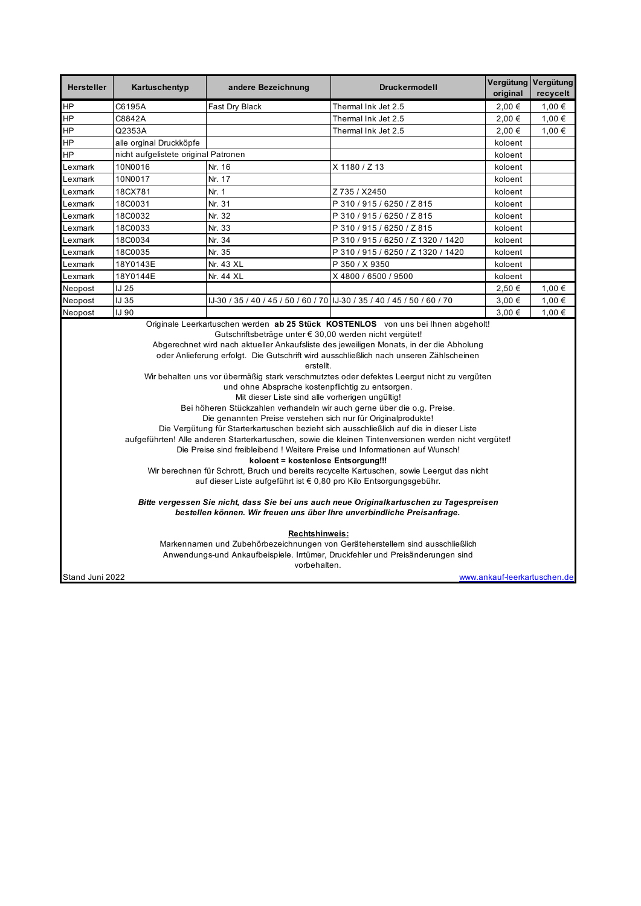| Hersteller | Kartuschentyp | andere Bezeichnung | Druckermodell | Vergütung original | Vergütung recycelt |
|---|---|---|---|---|---|
| HP | C6195A | Fast Dry Black | Thermal Ink Jet 2.5 | 2,00 € | 1,00 € |
| HP | C8842A | | Thermal Ink Jet 2.5 | 2,00 € | 1,00 € |
| HP | Q2353A | | Thermal Ink Jet 2.5 | 2,00 € | 1,00 € |
| HP | alle orginal Druckköpfe | | | koloent | |
| HP | nicht aufgelistete original Patronen | | | koloent | |
| Lexmark | 10N0016 | Nr. 16 | X 1180 / Z 13 | koloent | |
| Lexmark | 10N0017 | Nr. 17 | | koloent | |
| Lexmark | 18CX781 | Nr. 1 | Z 735 / X2450 | koloent | |
| Lexmark | 18C0031 | Nr. 31 | P 310 / 915 / 6250 / Z 815 | koloent | |
| Lexmark | 18C0032 | Nr. 32 | P 310 / 915 / 6250 / Z 815 | koloent | |
| Lexmark | 18C0033 | Nr. 33 | P 310 / 915 / 6250 / Z 815 | koloent | |
| Lexmark | 18C0034 | Nr. 34 | P 310 / 915 / 6250 / Z 1320 / 1420 | koloent | |
| Lexmark | 18C0035 | Nr. 35 | P 310 / 915 / 6250 / Z 1320 / 1420 | koloent | |
| Lexmark | 18Y0143E | Nr. 43 XL | P 350 / X 9350 | koloent | |
| Lexmark | 18Y0144E | Nr. 44 XL | X 4800 / 6500 / 9500 | koloent | |
| Neopost | IJ 25 | | | 2,50 € | 1,00 € |
| Neopost | IJ 35 | IJ-30 / 35 / 40 / 45 / 50 / 60 / 70 | IJ-30 / 35 / 40 / 45 / 50 / 60 / 70 | 3,00 € | 1,00 € |
| Neopost | IJ 90 | | | 3,00 € | 1,00 € |

Originale Leerkartuschen werden **ab 25 Stück KOSTENLOS** von uns bei Ihnen abgeholt!
Gutschriftsbeträge unter € 30,00 werden nicht vergütet!
Abgerechnet wird nach aktueller Ankaufsliste des jeweiligen Monats, in der die Abholung oder Anlieferung erfolgt. Die Gutschrift wird ausschließlich nach unseren Zählscheinen erstellt.
Wir behalten uns vor übermäßig stark verschmutztes oder defektes Leergut nicht zu vergüten und ohne Absprache kostenpflichtig zu entsorgen.
Mit dieser Liste sind alle vorherigen ungültig!
Bei höheren Stückzahlen verhandeln wir auch gerne über die o.g. Preise.
Die genannten Preise verstehen sich nur für Originalprodukte!
Die Vergütung für Starterkartuschen bezieht sich ausschließlich auf die in dieser Liste aufgeführten! Alle anderen Starterkartuschen, sowie die kleinen Tintenversionen werden nicht vergütet!
Die Preise sind freibleibend ! Weitere Preise und Informationen auf Wunsch!
**koloent = kostenlose Entsorgung!!!**
Wir berechnen für Schrott, Bruch und bereits recycelte Kartuschen, sowie Leergut das nicht auf dieser Liste aufgeführt ist € 0,80 pro Kilo Entsorgungsgebühr.

***Bitte vergessen Sie nicht, dass Sie bei uns auch neue Originalkartuschen zu Tagespreisen bestellen können. Wir freuen uns über Ihre unverbindliche Preisanfrage.***

**Rechtshinweis:**
Markennamen und Zubehörbezeichnungen von Geräteherstellern sind ausschließlich Anwendungs-und Ankaufbeispiele. Irrtümer, Druckfehler und Preisänderungen sind vorbehalten.

Stand Juni 2022

www.ankauf-leerkartuschen.de